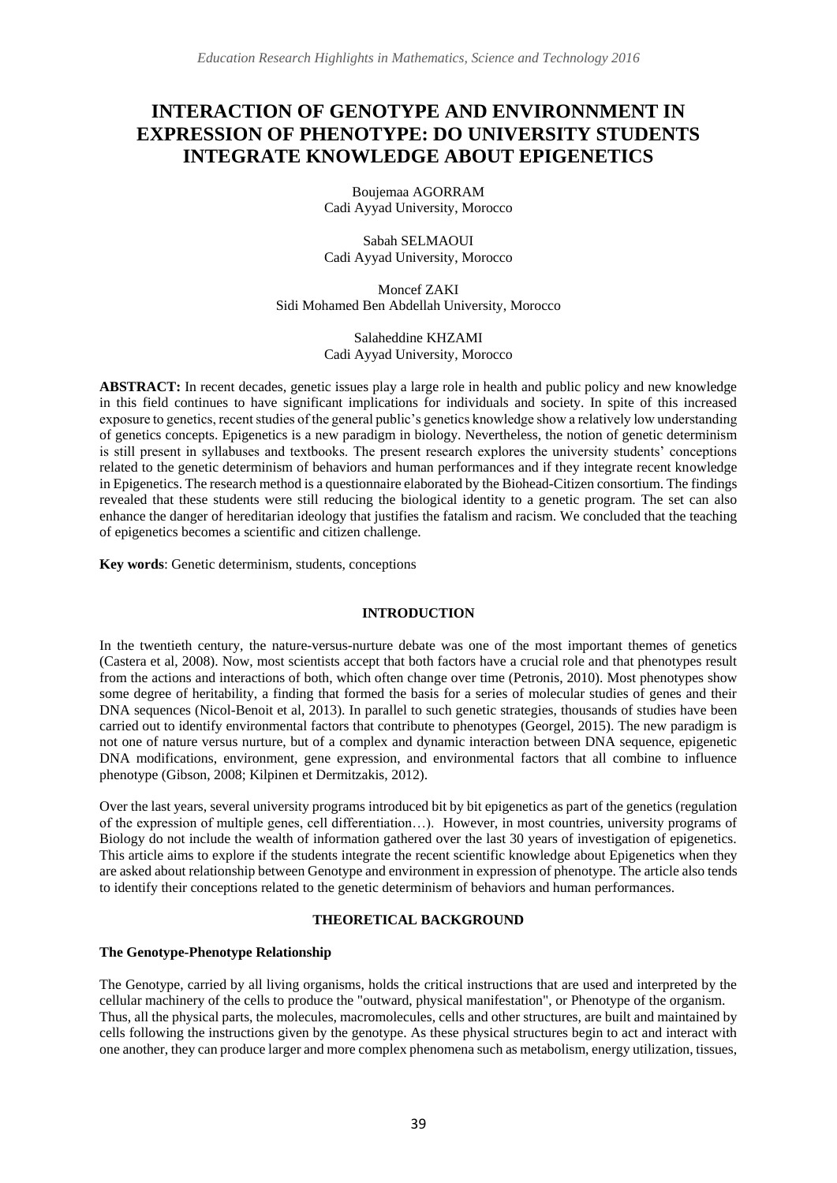# INTERACTION OF GENOTYPE AND ENVIRONNMENT IN EXPRESSION OF PHENOTYPE: DO UNIVERSITY STUDENTS INTEGRATE KNOWLEDGE ABOUT EPIGENETICS

Boujemaa AGORRAM
Cadi Ayyad University, Morocco

Sabah SELMAOUI
Cadi Ayyad University, Morocco

Moncef ZAKI
Sidi Mohamed Ben Abdellah University, Morocco

Salaheddine KHZAMI
Cadi Ayyad University, Morocco

**ABSTRACT:** In recent decades, genetic issues play a large role in health and public policy and new knowledge in this field continues to have significant implications for individuals and society. In spite of this increased exposure to genetics, recent studies of the general public's genetics knowledge show a relatively low understanding of genetics concepts. Epigenetics is a new paradigm in biology. Nevertheless, the notion of genetic determinism is still present in syllabuses and textbooks. The present research explores the university students' conceptions related to the genetic determinism of behaviors and human performances and if they integrate recent knowledge in Epigenetics. The research method is a questionnaire elaborated by the Biohead-Citizen consortium. The findings revealed that these students were still reducing the biological identity to a genetic program. The set can also enhance the danger of hereditarian ideology that justifies the fatalism and racism. We concluded that the teaching of epigenetics becomes a scientific and citizen challenge.

**Key words**: Genetic determinism, students, conceptions

## INTRODUCTION

In the twentieth century, the nature-versus-nurture debate was one of the most important themes of genetics (Castera et al, 2008). Now, most scientists accept that both factors have a crucial role and that phenotypes result from the actions and interactions of both, which often change over time (Petronis, 2010). Most phenotypes show some degree of heritability, a finding that formed the basis for a series of molecular studies of genes and their DNA sequences (Nicol-Benoit et al, 2013). In parallel to such genetic strategies, thousands of studies have been carried out to identify environmental factors that contribute to phenotypes (Georgel, 2015). The new paradigm is not one of nature versus nurture, but of a complex and dynamic interaction between DNA sequence, epigenetic DNA modifications, environment, gene expression, and environmental factors that all combine to influence phenotype (Gibson, 2008; Kilpinen et Dermitzakis, 2012).

Over the last years, several university programs introduced bit by bit epigenetics as part of the genetics (regulation of the expression of multiple genes, cell differentiation…). However, in most countries, university programs of Biology do not include the wealth of information gathered over the last 30 years of investigation of epigenetics. This article aims to explore if the students integrate the recent scientific knowledge about Epigenetics when they are asked about relationship between Genotype and environment in expression of phenotype. The article also tends to identify their conceptions related to the genetic determinism of behaviors and human performances.

## THEORETICAL BACKGROUND

### The Genotype-Phenotype Relationship

The Genotype, carried by all living organisms, holds the critical instructions that are used and interpreted by the cellular machinery of the cells to produce the "outward, physical manifestation", or Phenotype of the organism. Thus, all the physical parts, the molecules, macromolecules, cells and other structures, are built and maintained by cells following the instructions given by the genotype. As these physical structures begin to act and interact with one another, they can produce larger and more complex phenomena such as metabolism, energy utilization, tissues,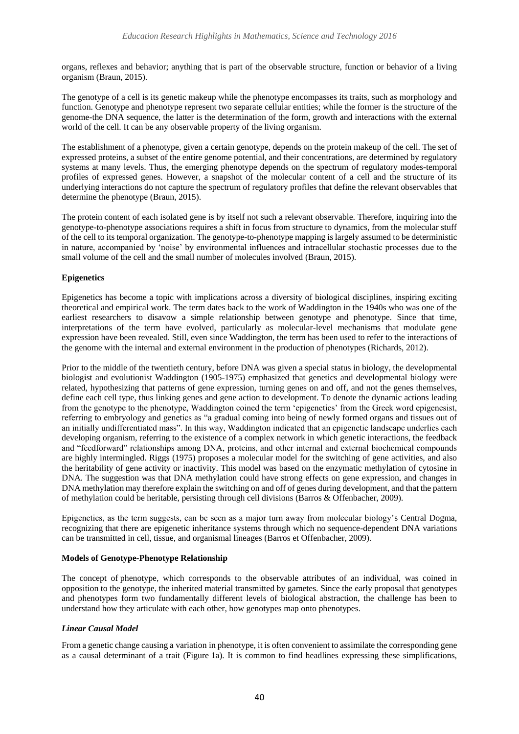organs, reflexes and behavior; anything that is part of the observable structure, function or behavior of a living organism (Braun, 2015).

The genotype of a cell is its genetic makeup while the phenotype encompasses its traits, such as morphology and function. Genotype and phenotype represent two separate cellular entities; while the former is the structure of the genome-the DNA sequence, the latter is the determination of the form, growth and interactions with the external world of the cell. It can be any observable property of the living organism.

The establishment of a phenotype, given a certain genotype, depends on the protein makeup of the cell. The set of expressed proteins, a subset of the entire genome potential, and their concentrations, are determined by regulatory systems at many levels. Thus, the emerging phenotype depends on the spectrum of regulatory modes-temporal profiles of expressed genes. However, a snapshot of the molecular content of a cell and the structure of its underlying interactions do not capture the spectrum of regulatory profiles that define the relevant observables that determine the phenotype (Braun, 2015).

The protein content of each isolated gene is by itself not such a relevant observable. Therefore, inquiring into the genotype-to-phenotype associations requires a shift in focus from structure to dynamics, from the molecular stuff of the cell to its temporal organization. The genotype-to-phenotype mapping is largely assumed to be deterministic in nature, accompanied by 'noise' by environmental influences and intracellular stochastic processes due to the small volume of the cell and the small number of molecules involved (Braun, 2015).

**Epigenetics**

Epigenetics has become a topic with implications across a diversity of biological disciplines, inspiring exciting theoretical and empirical work. The term dates back to the work of Waddington in the 1940s who was one of the earliest researchers to disavow a simple relationship between genotype and phenotype. Since that time, interpretations of the term have evolved, particularly as molecular-level mechanisms that modulate gene expression have been revealed. Still, even since Waddington, the term has been used to refer to the interactions of the genome with the internal and external environment in the production of phenotypes (Richards, 2012).

Prior to the middle of the twentieth century, before DNA was given a special status in biology, the developmental biologist and evolutionist Waddington (1905-1975) emphasized that genetics and developmental biology were related, hypothesizing that patterns of gene expression, turning genes on and off, and not the genes themselves, define each cell type, thus linking genes and gene action to development. To denote the dynamic actions leading from the genotype to the phenotype, Waddington coined the term 'epigenetics' from the Greek word epigenesist, referring to embryology and genetics as "a gradual coming into being of newly formed organs and tissues out of an initially undifferentiated mass". In this way, Waddington indicated that an epigenetic landscape underlies each developing organism, referring to the existence of a complex network in which genetic interactions, the feedback and "feedforward" relationships among DNA, proteins, and other internal and external biochemical compounds are highly intermingled. Riggs (1975) proposes a molecular model for the switching of gene activities, and also the heritability of gene activity or inactivity. This model was based on the enzymatic methylation of cytosine in DNA. The suggestion was that DNA methylation could have strong effects on gene expression, and changes in DNA methylation may therefore explain the switching on and off of genes during development, and that the pattern of methylation could be heritable, persisting through cell divisions (Barros & Offenbacher, 2009).

Epigenetics, as the term suggests, can be seen as a major turn away from molecular biology's Central Dogma, recognizing that there are epigenetic inheritance systems through which no sequence-dependent DNA variations can be transmitted in cell, tissue, and organismal lineages (Barros et Offenbacher, 2009).

**Models of Genotype-Phenotype Relationship**

The concept of phenotype, which corresponds to the observable attributes of an individual, was coined in opposition to the genotype, the inherited material transmitted by gametes. Since the early proposal that genotypes and phenotypes form two fundamentally different levels of biological abstraction, the challenge has been to understand how they articulate with each other, how genotypes map onto phenotypes.

***Linear Causal Model***

From a genetic change causing a variation in phenotype, it is often convenient to assimilate the corresponding gene as a causal determinant of a trait (Figure 1a). It is common to find headlines expressing these simplifications,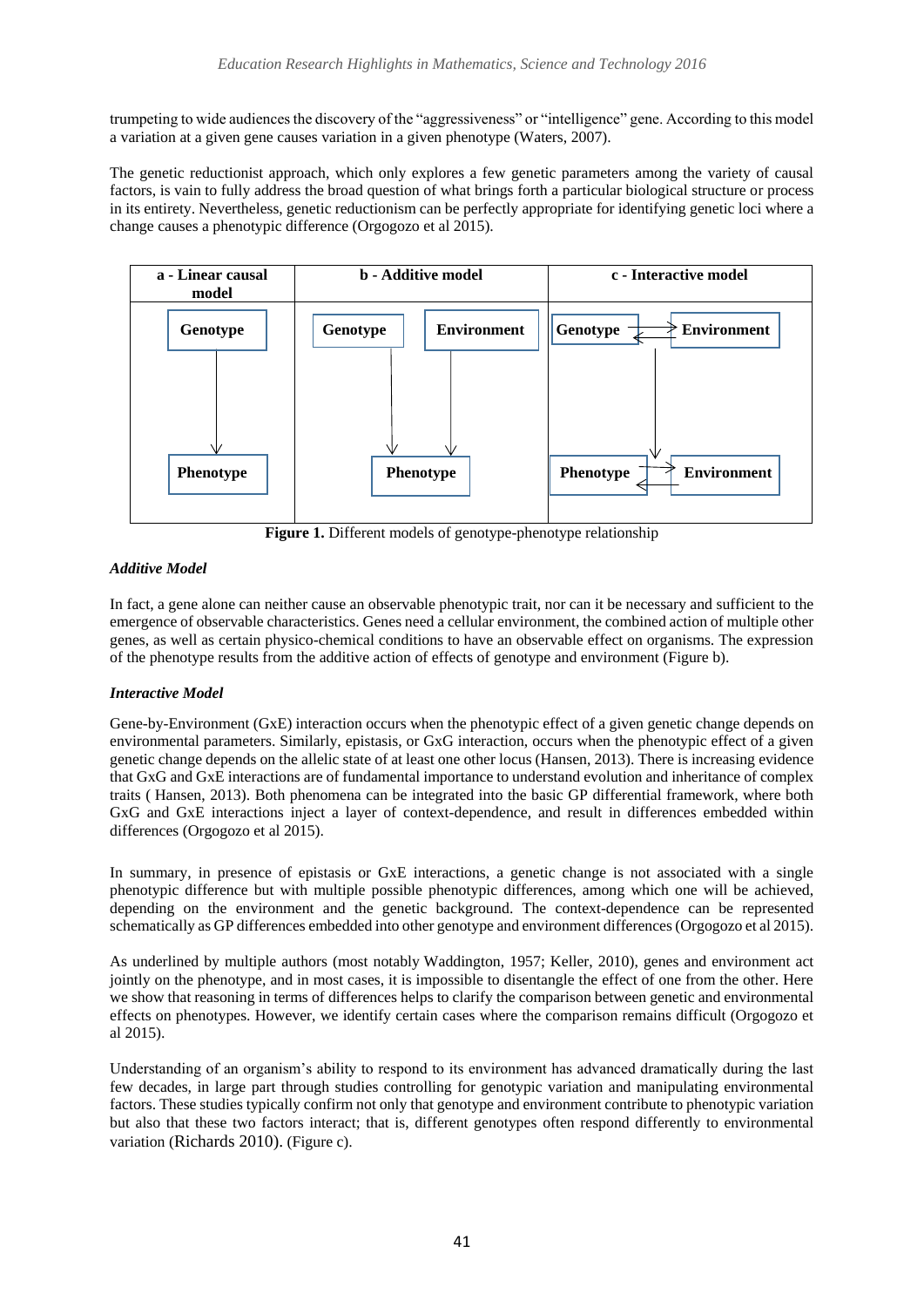trumpeting to wide audiences the discovery of the "aggressiveness" or "intelligence" gene. According to this model a variation at a given gene causes variation in a given phenotype (Waters, 2007).

The genetic reductionist approach, which only explores a few genetic parameters among the variety of causal factors, is vain to fully address the broad question of what brings forth a particular biological structure or process in its entirety. Nevertheless, genetic reductionism can be perfectly appropriate for identifying genetic loci where a change causes a phenotypic difference (Orgogozo et al 2015).

| a - Linear causal model | b - Additive model | c - Interactive model |
|---|---|---|
| Genotype → Phenotype | Genotype → Phenotype; Environment → Phenotype | Genotype ⇄ Environment; Genotype → Phenotype; Phenotype ⇄ Environment |

**Figure 1.** Different models of genotype-phenotype relationship

### *Additive Model*

In fact, a gene alone can neither cause an observable phenotypic trait, nor can it be necessary and sufficient to the emergence of observable characteristics. Genes need a cellular environment, the combined action of multiple other genes, as well as certain physico-chemical conditions to have an observable effect on organisms. The expression of the phenotype results from the additive action of effects of genotype and environment (Figure b).

### *Interactive Model*

Gene-by-Environment (GxE) interaction occurs when the phenotypic effect of a given genetic change depends on environmental parameters. Similarly, epistasis, or GxG interaction, occurs when the phenotypic effect of a given genetic change depends on the allelic state of at least one other locus (Hansen, 2013). There is increasing evidence that GxG and GxE interactions are of fundamental importance to understand evolution and inheritance of complex traits ( Hansen, 2013). Both phenomena can be integrated into the basic GP differential framework, where both GxG and GxE interactions inject a layer of context-dependence, and result in differences embedded within differences (Orgogozo et al 2015).

In summary, in presence of epistasis or GxE interactions, a genetic change is not associated with a single phenotypic difference but with multiple possible phenotypic differences, among which one will be achieved, depending on the environment and the genetic background. The context-dependence can be represented schematically as GP differences embedded into other genotype and environment differences (Orgogozo et al 2015).

As underlined by multiple authors (most notably Waddington, 1957; Keller, 2010), genes and environment act jointly on the phenotype, and in most cases, it is impossible to disentangle the effect of one from the other. Here we show that reasoning in terms of differences helps to clarify the comparison between genetic and environmental effects on phenotypes. However, we identify certain cases where the comparison remains difficult (Orgogozo et al 2015).

Understanding of an organism's ability to respond to its environment has advanced dramatically during the last few decades, in large part through studies controlling for genotypic variation and manipulating environmental factors. These studies typically confirm not only that genotype and environment contribute to phenotypic variation but also that these two factors interact; that is, different genotypes often respond differently to environmental variation (Richards 2010). (Figure c).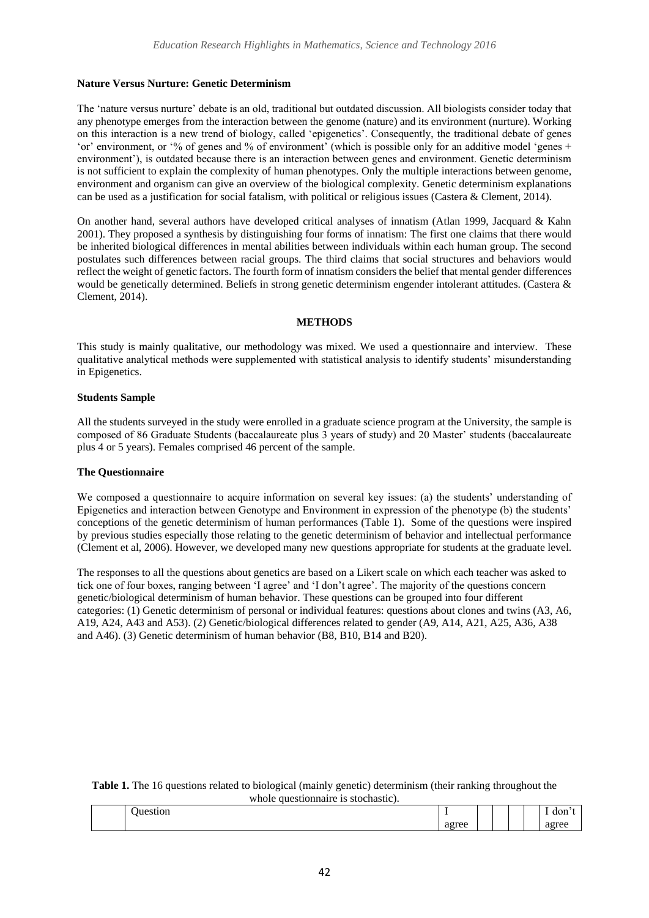**Nature Versus Nurture: Genetic Determinism**

The 'nature versus nurture' debate is an old, traditional but outdated discussion. All biologists consider today that any phenotype emerges from the interaction between the genome (nature) and its environment (nurture). Working on this interaction is a new trend of biology, called 'epigenetics'. Consequently, the traditional debate of genes 'or' environment, or '% of genes and % of environment' (which is possible only for an additive model 'genes + environment'), is outdated because there is an interaction between genes and environment. Genetic determinism is not sufficient to explain the complexity of human phenotypes. Only the multiple interactions between genome, environment and organism can give an overview of the biological complexity. Genetic determinism explanations can be used as a justification for social fatalism, with political or religious issues (Castera & Clement, 2014).

On another hand, several authors have developed critical analyses of innatism (Atlan 1999, Jacquard & Kahn 2001). They proposed a synthesis by distinguishing four forms of innatism: The first one claims that there would be inherited biological differences in mental abilities between individuals within each human group. The second postulates such differences between racial groups. The third claims that social structures and behaviors would reflect the weight of genetic factors. The fourth form of innatism considers the belief that mental gender differences would be genetically determined. Beliefs in strong genetic determinism engender intolerant attitudes. (Castera & Clement, 2014).

## METHODS

This study is mainly qualitative, our methodology was mixed. We used a questionnaire and interview. These qualitative analytical methods were supplemented with statistical analysis to identify students' misunderstanding in Epigenetics.

### Students Sample

All the students surveyed in the study were enrolled in a graduate science program at the University, the sample is composed of 86 Graduate Students (baccalaureate plus 3 years of study) and 20 Master' students (baccalaureate plus 4 or 5 years). Females comprised 46 percent of the sample.

### The Questionnaire

We composed a questionnaire to acquire information on several key issues: (a) the students' understanding of Epigenetics and interaction between Genotype and Environment in expression of the phenotype (b) the students' conceptions of the genetic determinism of human performances (Table 1). Some of the questions were inspired by previous studies especially those relating to the genetic determinism of behavior and intellectual performance (Clement et al, 2006). However, we developed many new questions appropriate for students at the graduate level.

The responses to all the questions about genetics are based on a Likert scale on which each teacher was asked to tick one of four boxes, ranging between 'I agree' and 'I don't agree'. The majority of the questions concern genetic/biological determinism of human behavior. These questions can be grouped into four different categories: (1) Genetic determinism of personal or individual features: questions about clones and twins (A3, A6, A19, A24, A43 and A53). (2) Genetic/biological differences related to gender (A9, A14, A21, A25, A36, A38 and A46). (3) Genetic determinism of human behavior (B8, B10, B14 and B20).

**Table 1.** The 16 questions related to biological (mainly genetic) determinism (their ranking throughout the whole questionnaire is stochastic).

| | Question | I agree | | | | | I don't agree |
|---|---|---|---|---|---|---|---|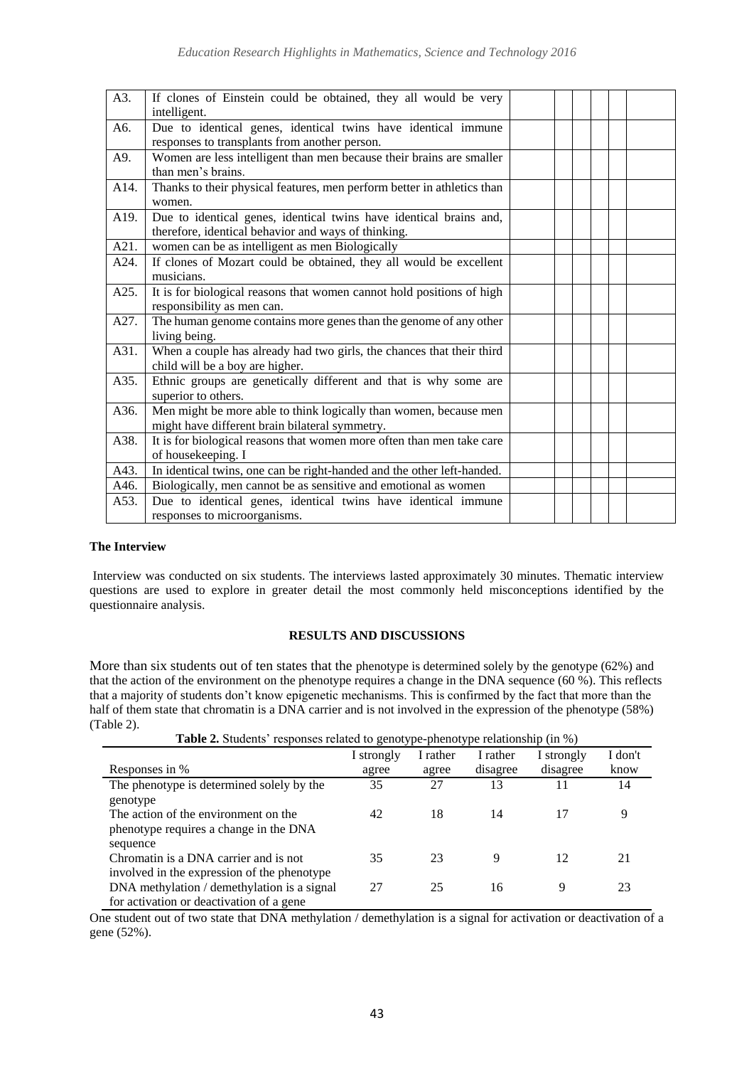| | | | | | | |
|---|---|---|---|---|---|---|
| A3. | If clones of Einstein could be obtained, they all would be very intelligent. | | | | | |
| A6. | Due to identical genes, identical twins have identical immune responses to transplants from another person. | | | | | |
| A9. | Women are less intelligent than men because their brains are smaller than men's brains. | | | | | |
| A14. | Thanks to their physical features, men perform better in athletics than women. | | | | | |
| A19. | Due to identical genes, identical twins have identical brains and, therefore, identical behavior and ways of thinking. | | | | | |
| A21. | women can be as intelligent as men Biologically | | | | | |
| A24. | If clones of Mozart could be obtained, they all would be excellent musicians. | | | | | |
| A25. | It is for biological reasons that women cannot hold positions of high responsibility as men can. | | | | | |
| A27. | The human genome contains more genes than the genome of any other living being. | | | | | |
| A31. | When a couple has already had two girls, the chances that their third child will be a boy are higher. | | | | | |
| A35. | Ethnic groups are genetically different and that is why some are superior to others. | | | | | |
| A36. | Men might be more able to think logically than women, because men might have different brain bilateral symmetry. | | | | | |
| A38. | It is for biological reasons that women more often than men take care of housekeeping. I | | | | | |
| A43. | In identical twins, one can be right-handed and the other left-handed. | | | | | |
| A46. | Biologically, men cannot be as sensitive and emotional as women | | | | | |
| A53. | Due to identical genes, identical twins have identical immune responses to microorganisms. | | | | | |

**The Interview**

Interview was conducted on six students. The interviews lasted approximately 30 minutes. Thematic interview questions are used to explore in greater detail the most commonly held misconceptions identified by the questionnaire analysis.

## RESULTS AND DISCUSSIONS

More than six students out of ten states that the phenotype is determined solely by the genotype (62%) and that the action of the environment on the phenotype requires a change in the DNA sequence (60 %). This reflects that a majority of students don't know epigenetic mechanisms. This is confirmed by the fact that more than the half of them state that chromatin is a DNA carrier and is not involved in the expression of the phenotype (58%) (Table 2).

**Table 2.** Students' responses related to genotype-phenotype relationship (in %)

| Responses in % | I strongly agree | I rather agree | I rather disagree | I strongly disagree | I don't know |
|---|---|---|---|---|---|
| The phenotype is determined solely by the genotype | 35 | 27 | 13 | 11 | 14 |
| The action of the environment on the phenotype requires a change in the DNA sequence | 42 | 18 | 14 | 17 | 9 |
| Chromatin is a DNA carrier and is not involved in the expression of the phenotype | 35 | 23 | 9 | 12 | 21 |
| DNA methylation / demethylation is a signal for activation or deactivation of a gene | 27 | 25 | 16 | 9 | 23 |

One student out of two state that DNA methylation / demethylation is a signal for activation or deactivation of a gene (52%).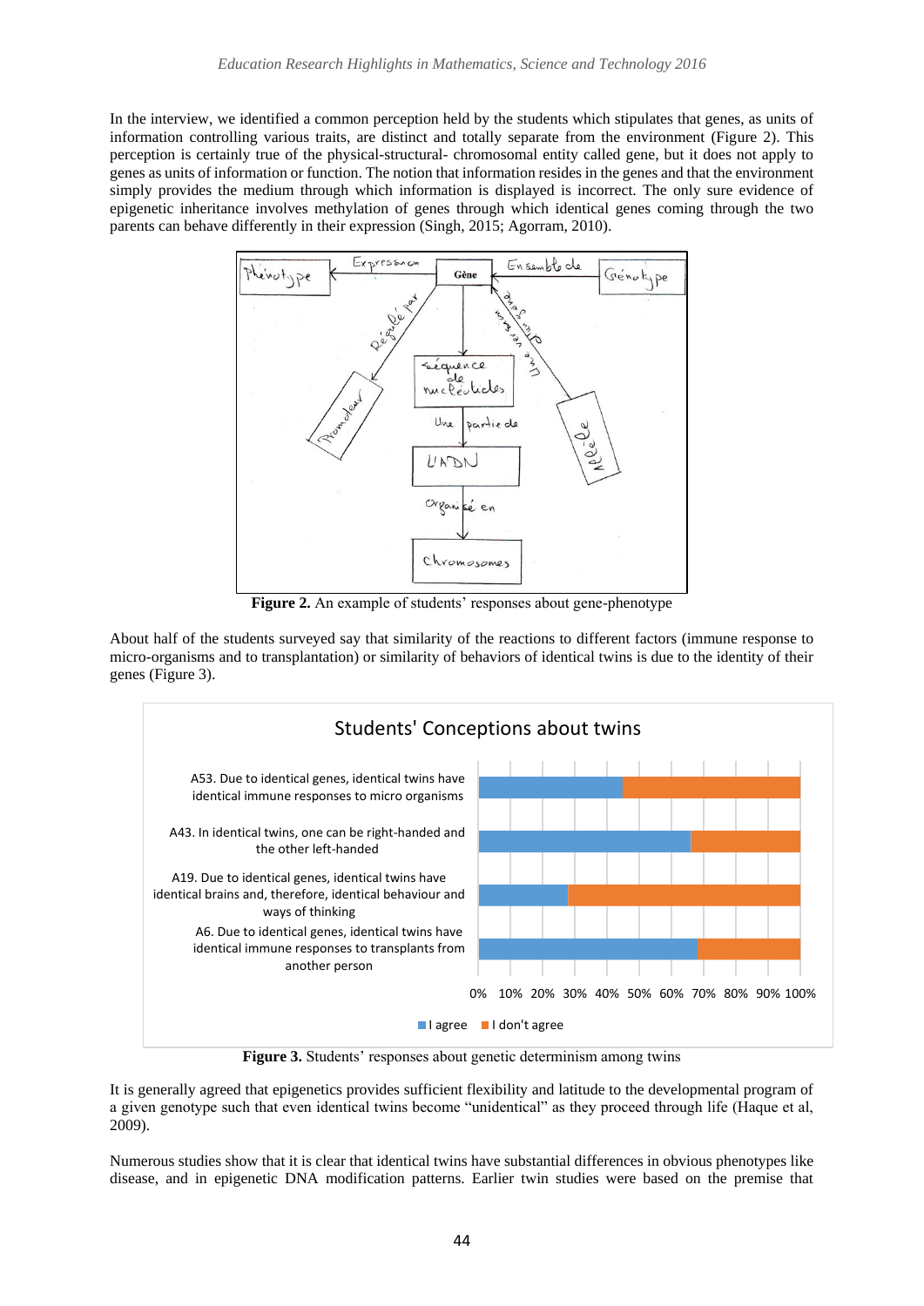In the interview, we identified a common perception held by the students which stipulates that genes, as units of information controlling various traits, are distinct and totally separate from the environment (Figure 2). This perception is certainly true of the physical-structural- chromosomal entity called gene, but it does not apply to genes as units of information or function. The notion that information resides in the genes and that the environment simply provides the medium through which information is displayed is incorrect. The only sure evidence of epigenetic inheritance involves methylation of genes through which identical genes coming through the two parents can behave differently in their expression (Singh, 2015; Agorram, 2010).

**Figure 2.** An example of students' responses about gene-phenotype

About half of the students surveyed say that similarity of the reactions to different factors (immune response to micro-organisms and to transplantation) or similarity of behaviors of identical twins is due to the identity of their genes (Figure 3).

**Figure 3.** Students' responses about genetic determinism among twins

It is generally agreed that epigenetics provides sufficient flexibility and latitude to the developmental program of a given genotype such that even identical twins become "unidentical" as they proceed through life (Haque et al, 2009).

Numerous studies show that it is clear that identical twins have substantial differences in obvious phenotypes like disease, and in epigenetic DNA modification patterns. Earlier twin studies were based on the premise that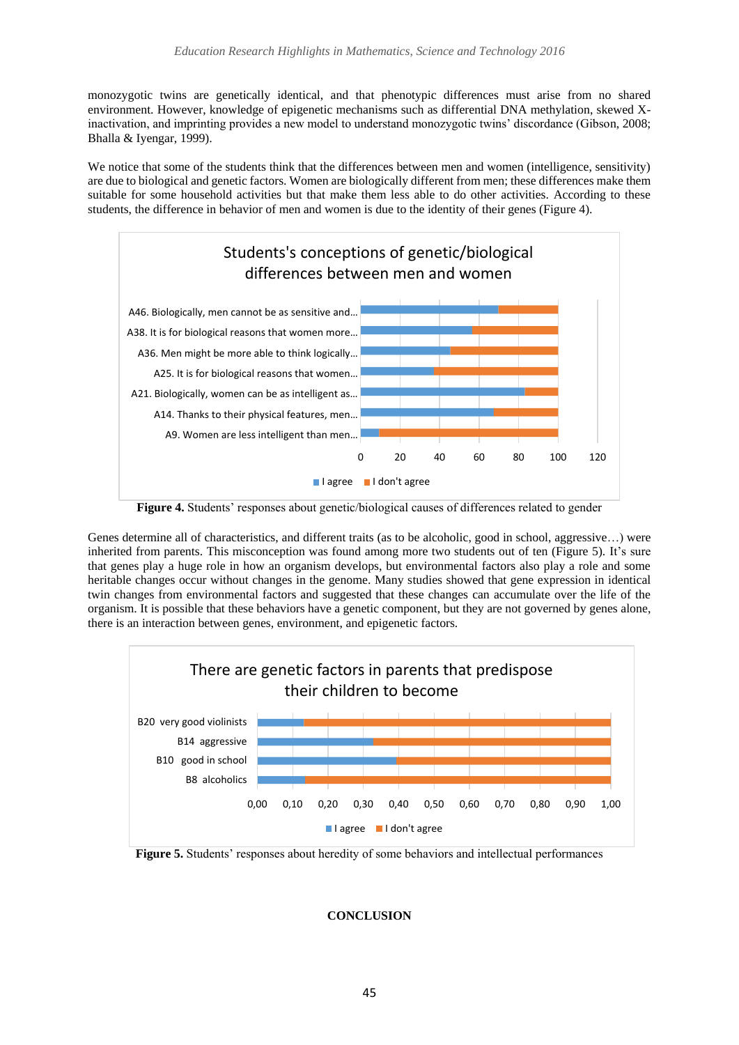monozygotic twins are genetically identical, and that phenotypic differences must arise from no shared environment. However, knowledge of epigenetic mechanisms such as differential DNA methylation, skewed X-inactivation, and imprinting provides a new model to understand monozygotic twins' discordance (Gibson, 2008; Bhalla & Iyengar, 1999).

We notice that some of the students think that the differences between men and women (intelligence, sensitivity) are due to biological and genetic factors. Women are biologically different from men; these differences make them suitable for some household activities but that make them less able to do other activities. According to these students, the difference in behavior of men and women is due to the identity of their genes (Figure 4).

**Figure 4.** Students' responses about genetic/biological causes of differences related to gender

Genes determine all of characteristics, and different traits (as to be alcoholic, good in school, aggressive…) were inherited from parents. This misconception was found among more two students out of ten (Figure 5). It's sure that genes play a huge role in how an organism develops, but environmental factors also play a role and some heritable changes occur without changes in the genome. Many studies showed that gene expression in identical twin changes from environmental factors and suggested that these changes can accumulate over the life of the organism. It is possible that these behaviors have a genetic component, but they are not governed by genes alone, there is an interaction between genes, environment, and epigenetic factors.

**Figure 5.** Students' responses about heredity of some behaviors and intellectual performances

## CONCLUSION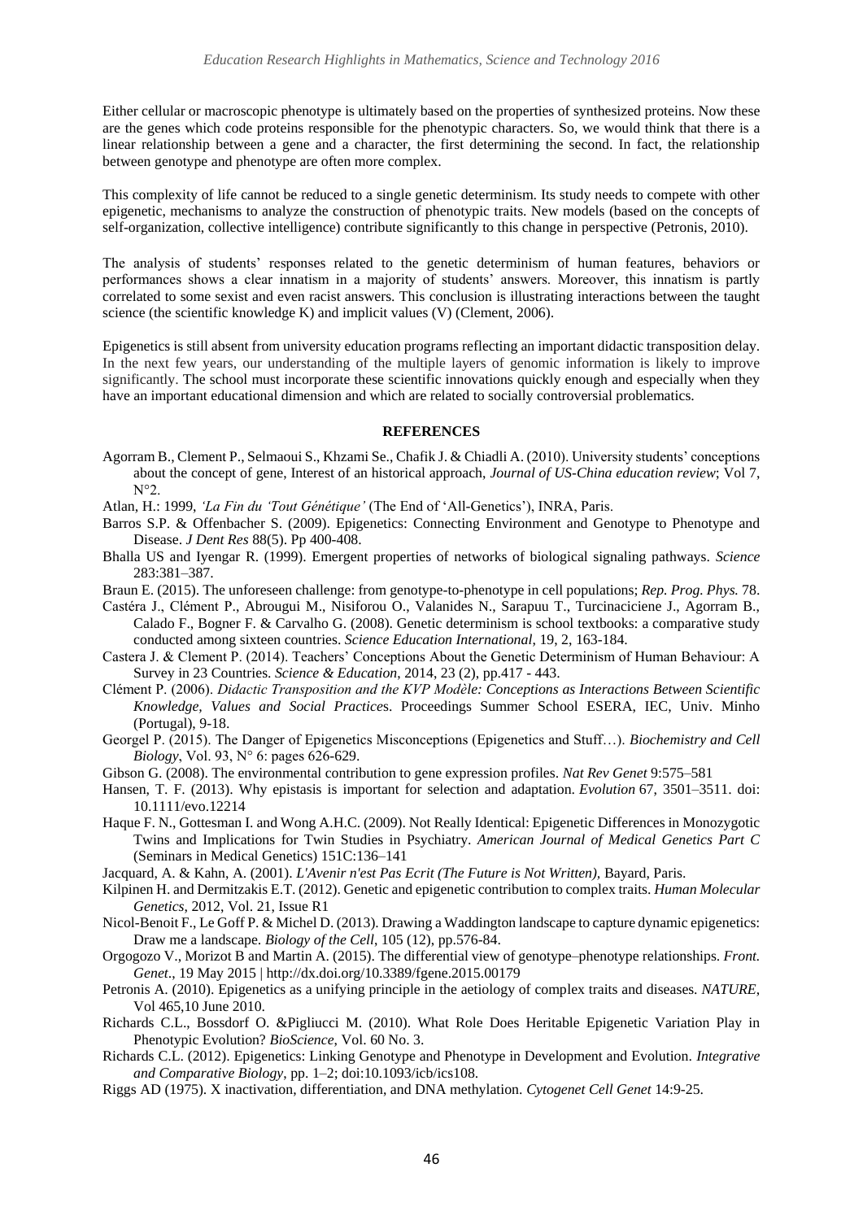Either cellular or macroscopic phenotype is ultimately based on the properties of synthesized proteins. Now these are the genes which code proteins responsible for the phenotypic characters. So, we would think that there is a linear relationship between a gene and a character, the first determining the second. In fact, the relationship between genotype and phenotype are often more complex.

This complexity of life cannot be reduced to a single genetic determinism. Its study needs to compete with other epigenetic, mechanisms to analyze the construction of phenotypic traits. New models (based on the concepts of self-organization, collective intelligence) contribute significantly to this change in perspective (Petronis, 2010).

The analysis of students' responses related to the genetic determinism of human features, behaviors or performances shows a clear innatism in a majority of students' answers. Moreover, this innatism is partly correlated to some sexist and even racist answers. This conclusion is illustrating interactions between the taught science (the scientific knowledge K) and implicit values (V) (Clement, 2006).

Epigenetics is still absent from university education programs reflecting an important didactic transposition delay. In the next few years, our understanding of the multiple layers of genomic information is likely to improve significantly. The school must incorporate these scientific innovations quickly enough and especially when they have an important educational dimension and which are related to socially controversial problematics.

## REFERENCES

Agorram B., Clement P., Selmaoui S., Khzami Se., Chafik J. & Chiadli A. (2010). University students' conceptions about the concept of gene, Interest of an historical approach, *Journal of US-China education review*; Vol 7, N°2.

Atlan, H.: 1999, *'La Fin du 'Tout Génétique'* (The End of 'All-Genetics'), INRA, Paris.

Barros S.P. & Offenbacher S. (2009). Epigenetics: Connecting Environment and Genotype to Phenotype and Disease. *J Dent Res* 88(5). Pp 400-408.

Bhalla US and Iyengar R. (1999). Emergent properties of networks of biological signaling pathways. *Science* 283:381–387.

Braun E. (2015). The unforeseen challenge: from genotype-to-phenotype in cell populations; *Rep. Prog. Phys.* 78.

Castéra J., Clément P., Abrougui M., Nisiforou O., Valanides N., Sarapuu T., Turcinaciciene J., Agorram B., Calado F., Bogner F. & Carvalho G. (2008). Genetic determinism is school textbooks: a comparative study conducted among sixteen countries. *Science Education International*, 19, 2, 163-184.

Castera J. & Clement P. (2014). Teachers' Conceptions About the Genetic Determinism of Human Behaviour: A Survey in 23 Countries. *Science & Education*, 2014, 23 (2), pp.417 - 443.

Clément P. (2006). *Didactic Transposition and the KVP Modèle: Conceptions as Interactions Between Scientific Knowledge, Values and Social Practices*. Proceedings Summer School ESERA, IEC, Univ. Minho (Portugal), 9-18.

Georgel P. (2015). The Danger of Epigenetics Misconceptions (Epigenetics and Stuff…). *Biochemistry and Cell Biology*, Vol. 93, N° 6: pages 626-629.

Gibson G. (2008). The environmental contribution to gene expression profiles. *Nat Rev Genet* 9:575–581

Hansen, T. F. (2013). Why epistasis is important for selection and adaptation. *Evolution* 67, 3501–3511. doi: 10.1111/evo.12214

Haque F. N., Gottesman I. and Wong A.H.C. (2009). Not Really Identical: Epigenetic Differences in Monozygotic Twins and Implications for Twin Studies in Psychiatry. *American Journal of Medical Genetics Part C* (Seminars in Medical Genetics) 151C:136–141

Jacquard, A. & Kahn, A. (2001). *L'Avenir n'est Pas Ecrit (The Future is Not Written)*, Bayard, Paris.

Kilpinen H. and Dermitzakis E.T. (2012). Genetic and epigenetic contribution to complex traits. *Human Molecular Genetics*, 2012, Vol. 21, Issue R1

Nicol-Benoit F., Le Goff P. & Michel D. (2013). Drawing a Waddington landscape to capture dynamic epigenetics: Draw me a landscape. *Biology of the Cell*, 105 (12), pp.576-84.

Orgogozo V., Morizot B and Martin A. (2015). The differential view of genotype–phenotype relationships. *Front. Genet*., 19 May 2015 | http://dx.doi.org/10.3389/fgene.2015.00179

Petronis A. (2010). Epigenetics as a unifying principle in the aetiology of complex traits and diseases. *NATURE*, Vol 465,10 June 2010.

Richards C.L., Bossdorf O. &Pigliucci M. (2010). What Role Does Heritable Epigenetic Variation Play in Phenotypic Evolution? *BioScience*, Vol. 60 No. 3.

Richards C.L. (2012). Epigenetics: Linking Genotype and Phenotype in Development and Evolution. *Integrative and Comparative Biology*, pp. 1–2; doi:10.1093/icb/ics108.

Riggs AD (1975). X inactivation, differentiation, and DNA methylation. *Cytogenet Cell Genet* 14:9-25.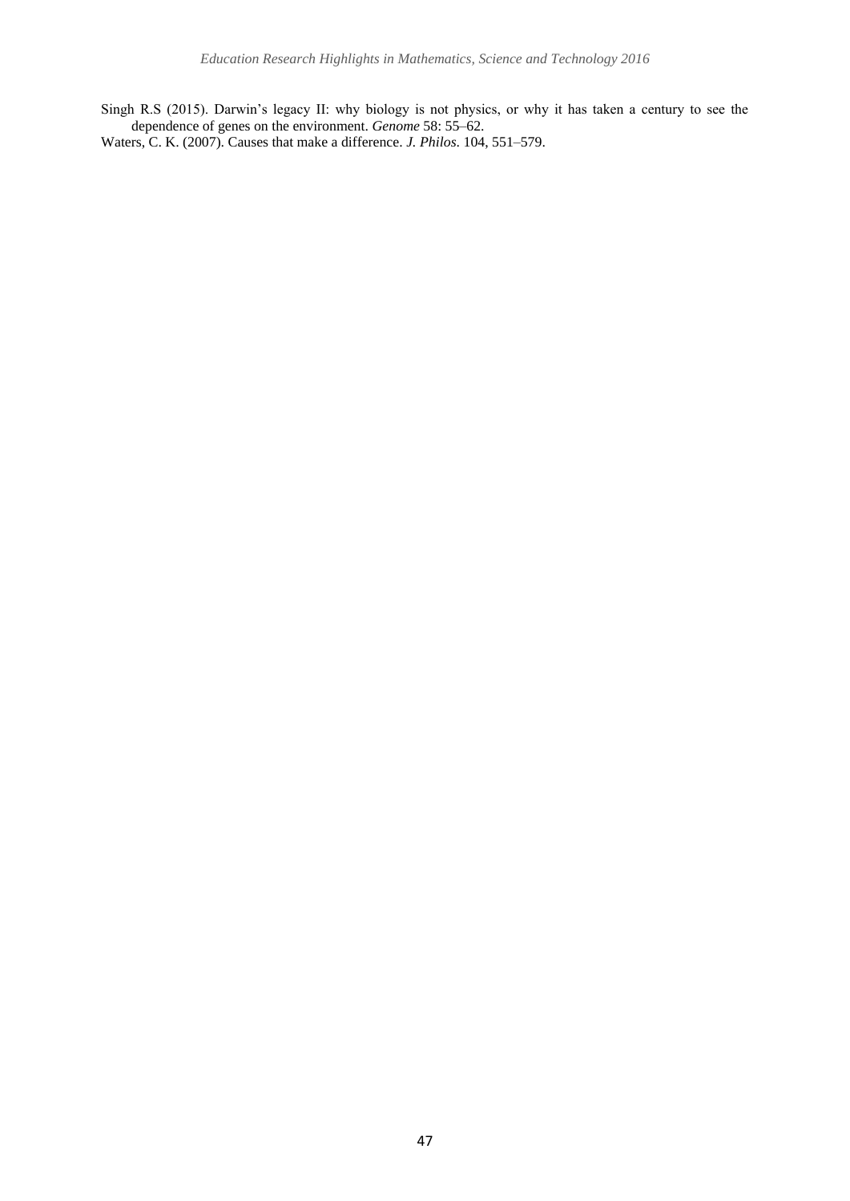Singh R.S (2015). Darwin's legacy II: why biology is not physics, or why it has taken a century to see the dependence of genes on the environment. *Genome* 58: 55–62.

Waters, C. K. (2007). Causes that make a difference. *J. Philos.* 104, 551–579.